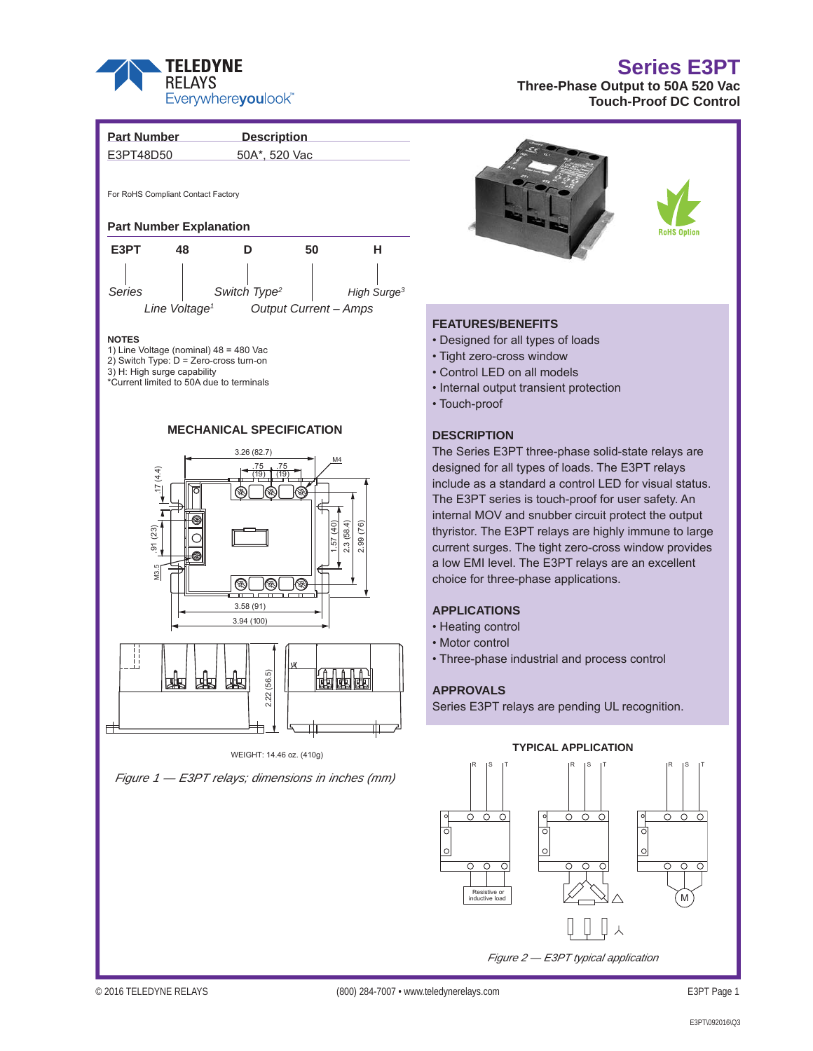# Series E3PT

**Three-Phase Output to 50A 520 Vac**
**Touch-Proof DC Control**

| Part Number | Description |
|---|---|
| E3PT48D50 | 50A*, 520 Vac |

For RoHS Compliant Contact Factory

### Part Number Explanation

| E3PT | 48 | D | 50 | H |
|---|---|---|---|---|
| *Series* | *Line Voltage[1]* | *Switch Type[2]* | *Output Current – Amps* | *High Surge[3]* |

**NOTES**
1) Line Voltage (nominal) 48 = 480 Vac
2) Switch Type: D = Zero-cross turn-on
3) H: High surge capability
*Current limited to 50A due to terminals

### MECHANICAL SPECIFICATION

WEIGHT: 14.46 oz. (410g)

*Figure 1 — E3PT relays; dimensions in inches (mm)*

### FEATURES/BENEFITS

- Designed for all types of loads
- Tight zero-cross window
- Control LED on all models
- Internal output transient protection
- Touch-proof

### DESCRIPTION

The Series E3PT three-phase solid-state relays are designed for all types of loads. The E3PT relays include as a standard a control LED for visual status. The E3PT series is touch-proof for user safety. An internal MOV and snubber circuit protect the output thyristor. The E3PT relays are highly immune to large current surges. The tight zero-cross window provides a low EMI level. The E3PT relays are an excellent choice for three-phase applications.

### APPLICATIONS

- Heating control
- Motor control
- Three-phase industrial and process control

### APPROVALS

Series E3PT relays are pending UL recognition.

### TYPICAL APPLICATION

*Figure 2 — E3PT typical application*

© 2016 TELEDYNE RELAYS (800) 284-7007 • www.teledynerelays.com

E3PT\092016\Q3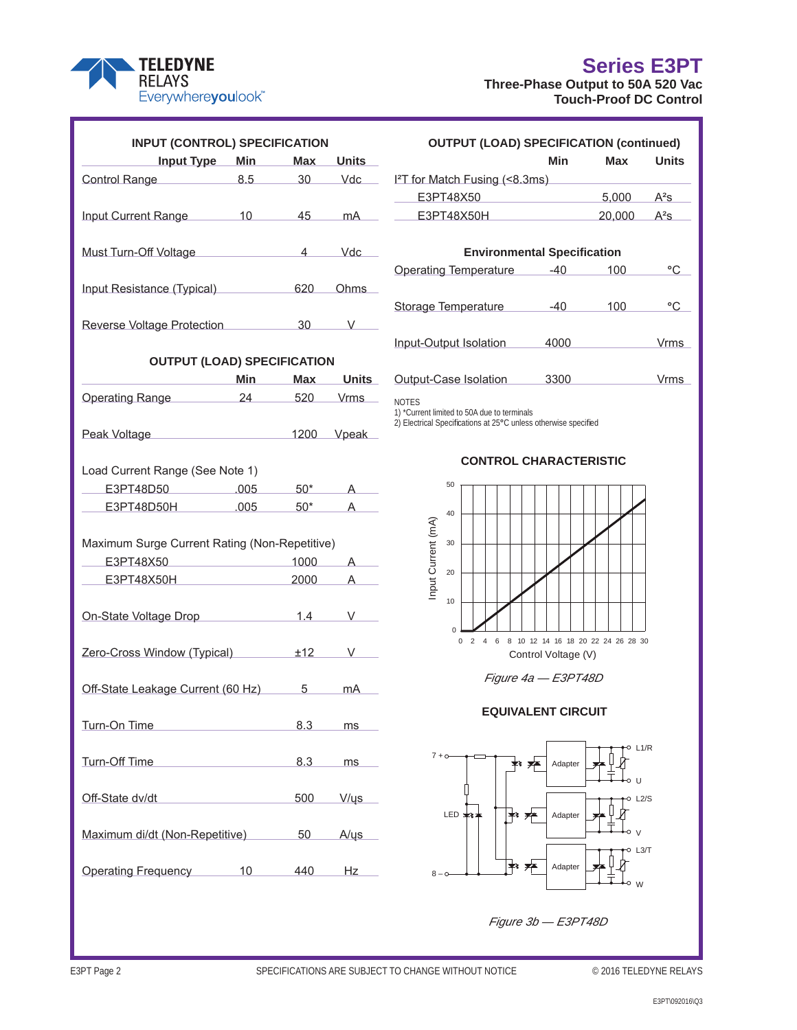## INPUT (CONTROL) SPECIFICATION

| Input Type | Min | Max | Units |
|---|---|---|---|
| Control Range | 8.5 | 30 | Vdc |
| Input Current Range | 10 | 45 | mA |
| Must Turn-Off Voltage | | 4 | Vdc |
| Input Resistance (Typical) | | 620 | Ohms |
| Reverse Voltage Protection | | 30 | V |

## OUTPUT (LOAD) SPECIFICATION

| | Min | Max | Units |
|---|---|---|---|
| Operating Range | 24 | 520 | Vrms |
| Peak Voltage | | 1200 | Vpeak |
| Load Current Range (See Note 1) | | | |
| E3PT48D50 | .005 | 50* | A |
| E3PT48D50H | .005 | 50* | A |
| Maximum Surge Current Rating (Non-Repetitive) | | | |
| E3PT48X50 | | 1000 | A |
| E3PT48X50H | | 2000 | A |
| On-State Voltage Drop | | 1.4 | V |
| Zero-Cross Window (Typical) | | ±12 | V |
| Off-State Leakage Current (60 Hz) | | 5 | mA |
| Turn-On Time | | 8.3 | ms |
| Turn-Off Time | | 8.3 | ms |
| Off-State dv/dt | | 500 | V/µs |
| Maximum di/dt (Non-Repetitive) | | 50 | A/µs |
| Operating Frequency | 10 | 440 | Hz |

## OUTPUT (LOAD) SPECIFICATION (continued)

| | Min | Max | Units |
|---|---|---|---|
| $I^2T$ for Match Fusing (<8.3ms) | | | |
| E3PT48X50 | | 5,000 | $A^2s$ |
| E3PT48X50H | | 20,000 | $A^2s$ |

## Environmental Specification

| | Min | Max | Units |
|---|---|---|---|
| Operating Temperature | -40 | 100 | °C |
| Storage Temperature | -40 | 100 | °C |
| Input-Output Isolation | 4000 | | Vrms |
| Output-Case Isolation | 3300 | | Vrms |

NOTES
1) *Current limited to 50A due to terminals
2) Electrical Specifications at 25°C unless otherwise specified

## CONTROL CHARACTERISTIC

*Figure 4a — E3PT48D*

## EQUIVALENT CIRCUIT

*Figure 3b — E3PT48D*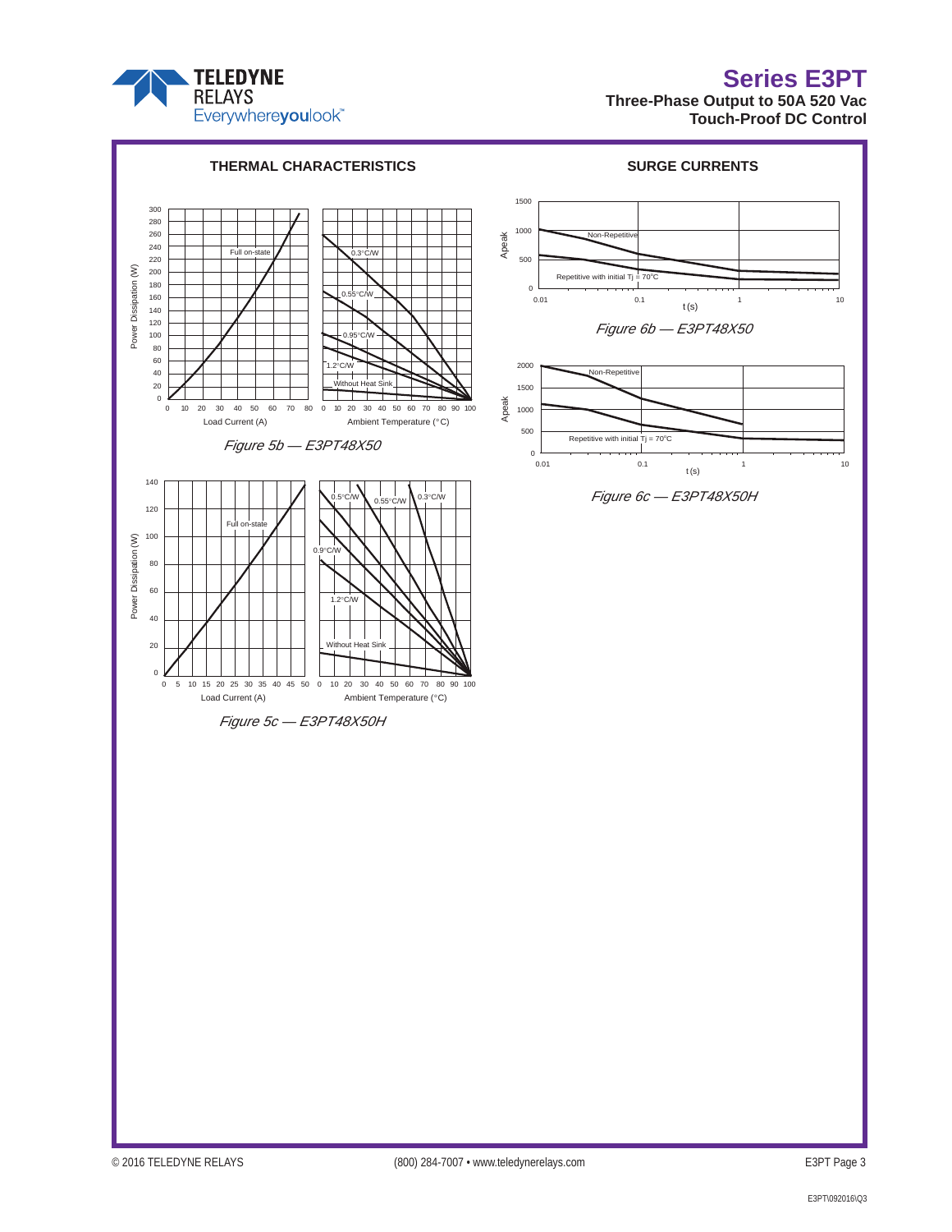## THERMAL CHARACTERISTICS

Power Dissipation (W)
300
280
260
240
220
200
180
160
140
120
100
80
60
40
20
0
0 10 20 30 40 50 60 70 80
Load Current (A)
Full on-state

0.3°C/W
0.55°C/W
0.95°C/W
1.2°C/W
Without Heat Sink
0 10 20 30 40 50 60 70 80 90 100
Ambient Temperature (°C)

*Figure 5b — E3PT48X50*

Power Dissipation (W)
140
120
100
80
60
40
20
0
0 5 10 15 20 25 30 35 40 45 50
Load Current (A)
Full on-state

0.5°C/W
0.55°C/W
0.3°C/W
0.9°C/W
1.2°C/W
Without Heat Sink
0 10 20 30 40 50 60 70 80 90 100
Ambient Temperature (°C)

*Figure 5c — E3PT48X50H*

## SURGE CURRENTS

Apeak
1500
1000
500
0
0.01 0.1 1 10
t (s)
Non-Repetitive
Repetitive with initial Tj = 70°C

*Figure 6b — E3PT48X50*

Apeak
2000
1500
1000
500
0
0.01 0.1 1 10
t (s)
Non-Repetitive
Repetitive with initial Tj = 70°C

*Figure 6c — E3PT48X50H*